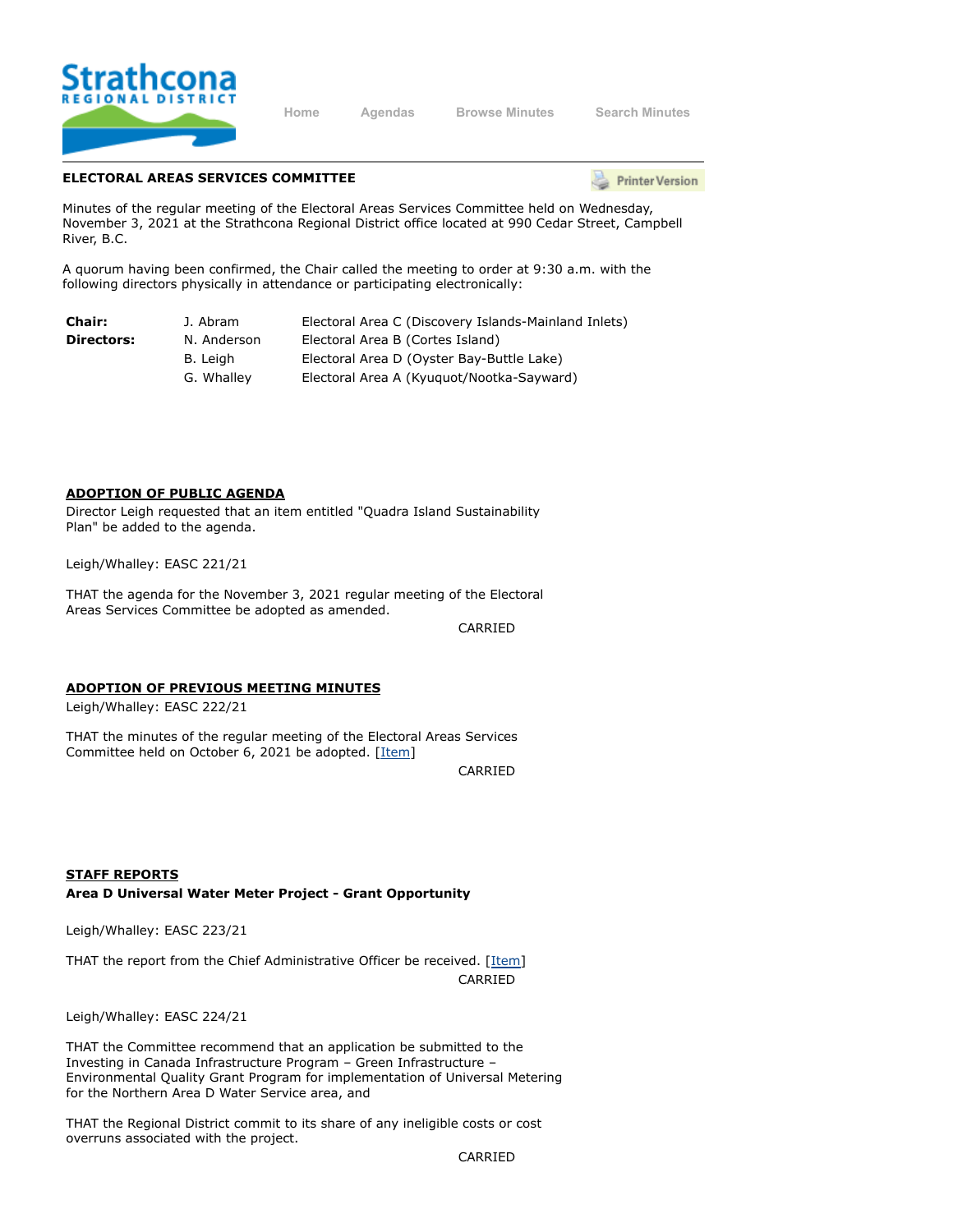## ELECTORAL AREAS SERVICES COMMITTEE

Minutes of the regular meeting of the Electoral Areas Services Committee held on Wednesday, November 3, 2021 at the Strathcona Regional District office located at 990 Cedar Street, Campbell River, B.C.

A quorum having been confirmed, the Chair called the meeting to order at 9:30 a.m. with the following directors physically in attendance or participating electronically:

| | | |
|---|---|---|
| **Chair:** | J. Abram | Electoral Area C (Discovery Islands-Mainland Inlets) |
| **Directors:** | N. Anderson | Electoral Area B (Cortes Island) |
| | B. Leigh | Electoral Area D (Oyster Bay-Buttle Lake) |
| | G. Whalley | Electoral Area A (Kyuquot/Nootka-Sayward) |

### ADOPTION OF PUBLIC AGENDA

Director Leigh requested that an item entitled "Quadra Island Sustainability Plan" be added to the agenda.

Leigh/Whalley: EASC 221/21

THAT the agenda for the November 3, 2021 regular meeting of the Electoral Areas Services Committee be adopted as amended.

CARRIED

### ADOPTION OF PREVIOUS MEETING MINUTES

Leigh/Whalley: EASC 222/21

THAT the minutes of the regular meeting of the Electoral Areas Services Committee held on October 6, 2021 be adopted. [Item]

CARRIED

### STAFF REPORTS

**Area D Universal Water Meter Project - Grant Opportunity**

Leigh/Whalley: EASC 223/21

THAT the report from the Chief Administrative Officer be received. [Item]

CARRIED

Leigh/Whalley: EASC 224/21

THAT the Committee recommend that an application be submitted to the Investing in Canada Infrastructure Program – Green Infrastructure – Environmental Quality Grant Program for implementation of Universal Metering for the Northern Area D Water Service area, and

THAT the Regional District commit to its share of any ineligible costs or cost overruns associated with the project.

CARRIED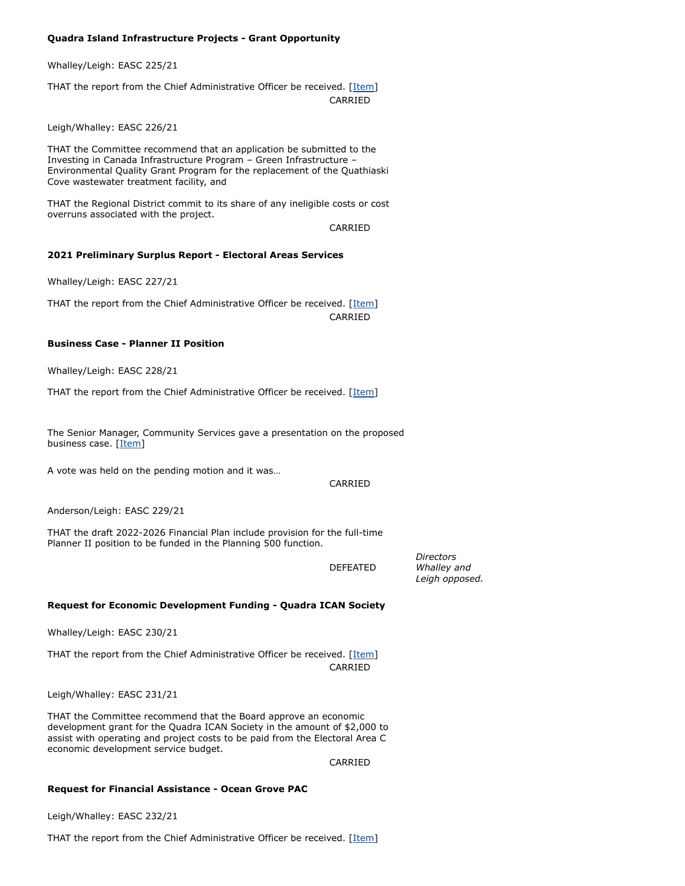**Quadra Island Infrastructure Projects - Grant Opportunity**

Whalley/Leigh: EASC 225/21

THAT the report from the Chief Administrative Officer be received. [Item]

CARRIED

Leigh/Whalley: EASC 226/21

THAT the Committee recommend that an application be submitted to the Investing in Canada Infrastructure Program – Green Infrastructure – Environmental Quality Grant Program for the replacement of the Quathiaski Cove wastewater treatment facility, and

THAT the Regional District commit to its share of any ineligible costs or cost overruns associated with the project.

CARRIED

**2021 Preliminary Surplus Report - Electoral Areas Services**

Whalley/Leigh: EASC 227/21

THAT the report from the Chief Administrative Officer be received. [Item]

CARRIED

**Business Case - Planner II Position**

Whalley/Leigh: EASC 228/21

THAT the report from the Chief Administrative Officer be received. [Item]

The Senior Manager, Community Services gave a presentation on the proposed business case. [Item]

A vote was held on the pending motion and it was…

CARRIED

Anderson/Leigh: EASC 229/21

THAT the draft 2022-2026 Financial Plan include provision for the full-time Planner II position to be funded in the Planning 500 function.

DEFEATED

*Directors Whalley and Leigh opposed.*

**Request for Economic Development Funding - Quadra ICAN Society**

Whalley/Leigh: EASC 230/21

THAT the report from the Chief Administrative Officer be received. [Item]

CARRIED

Leigh/Whalley: EASC 231/21

THAT the Committee recommend that the Board approve an economic development grant for the Quadra ICAN Society in the amount of $2,000 to assist with operating and project costs to be paid from the Electoral Area C economic development service budget.

CARRIED

**Request for Financial Assistance - Ocean Grove PAC**

Leigh/Whalley: EASC 232/21

THAT the report from the Chief Administrative Officer be received. [Item]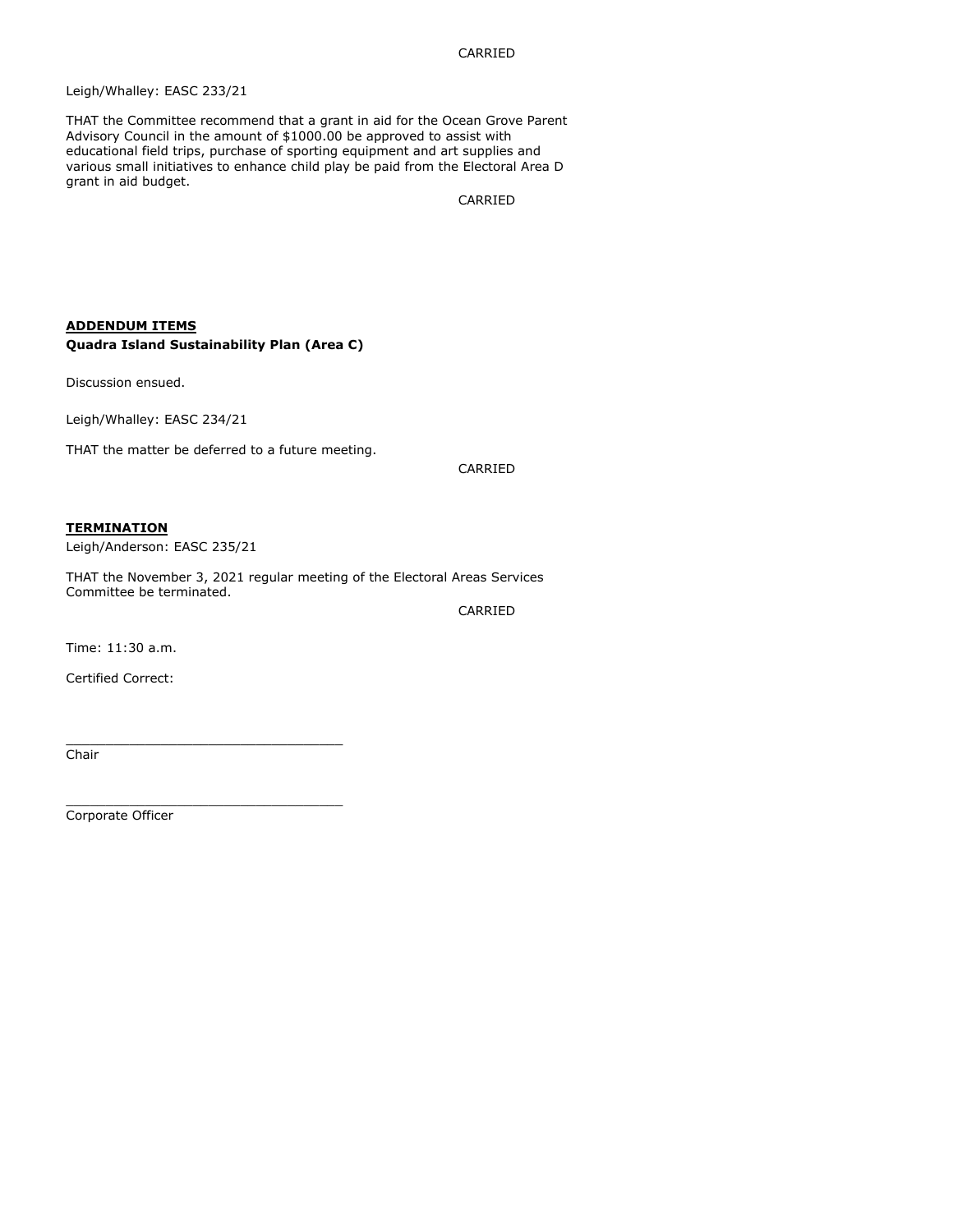CARRIED

Leigh/Whalley: EASC 233/21

THAT the Committee recommend that a grant in aid for the Ocean Grove Parent Advisory Council in the amount of $1000.00 be approved to assist with educational field trips, purchase of sporting equipment and art supplies and various small initiatives to enhance child play be paid from the Electoral Area D grant in aid budget.

CARRIED

**ADDENDUM ITEMS**

**Quadra Island Sustainability Plan (Area C)**

Discussion ensued.

Leigh/Whalley: EASC 234/21

THAT the matter be deferred to a future meeting.

CARRIED

**TERMINATION**

Leigh/Anderson: EASC 235/21

THAT the November 3, 2021 regular meeting of the Electoral Areas Services Committee be terminated.

CARRIED

Time: 11:30 a.m.

Certified Correct:

___________________________________
Chair

___________________________________
Corporate Officer